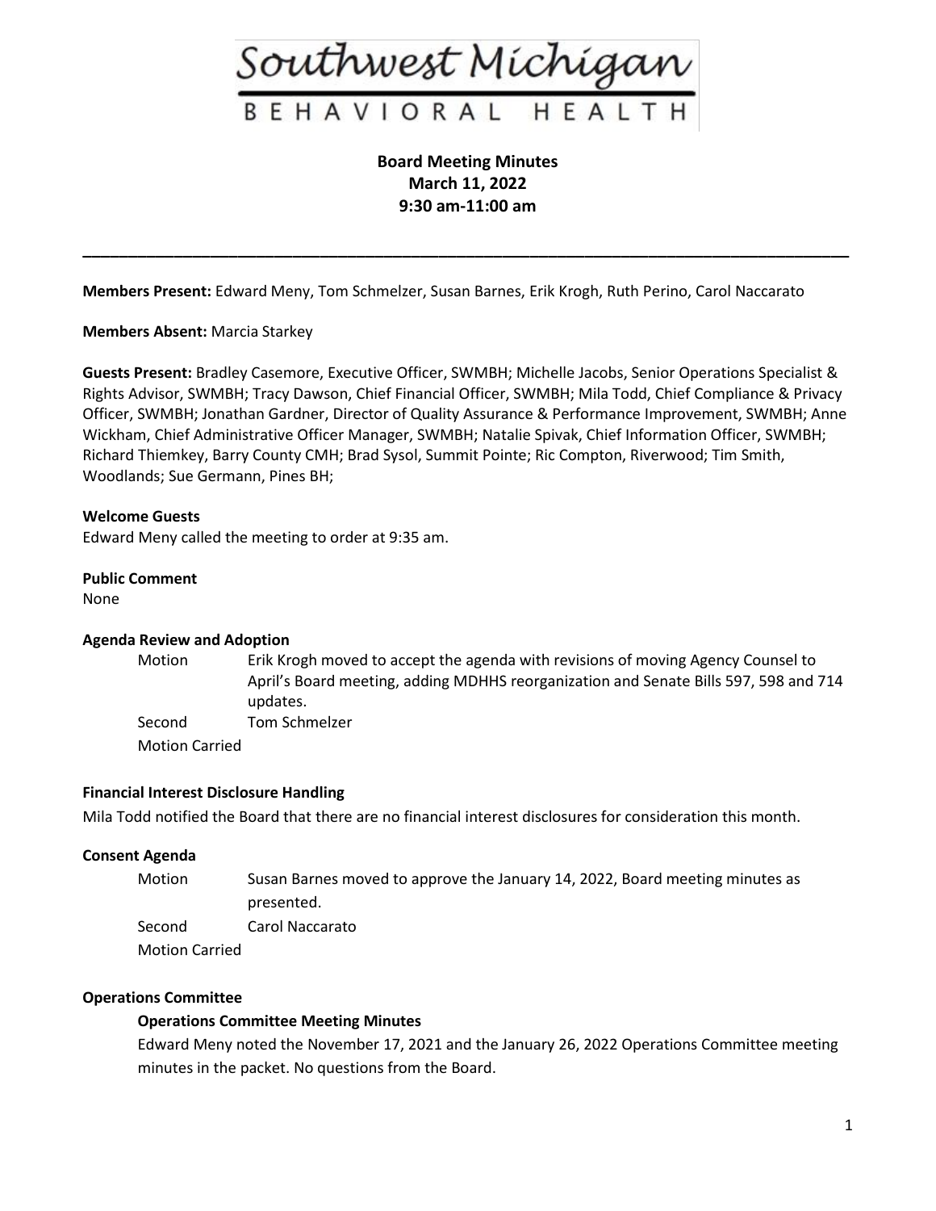Southwest Michigan

BEHAVIORAL HEALTH

**Board Meeting Minutes**
**March 11, 2022**
**9:30 am-11:00 am**

---

**Members Present:** Edward Meny, Tom Schmelzer, Susan Barnes, Erik Krogh, Ruth Perino, Carol Naccarato

**Members Absent:** Marcia Starkey

**Guests Present:** Bradley Casemore, Executive Officer, SWMBH; Michelle Jacobs, Senior Operations Specialist & Rights Advisor, SWMBH; Tracy Dawson, Chief Financial Officer, SWMBH; Mila Todd, Chief Compliance & Privacy Officer, SWMBH; Jonathan Gardner, Director of Quality Assurance & Performance Improvement, SWMBH; Anne Wickham, Chief Administrative Officer Manager, SWMBH; Natalie Spivak, Chief Information Officer, SWMBH; Richard Thiemkey, Barry County CMH; Brad Sysol, Summit Pointe; Ric Compton, Riverwood; Tim Smith, Woodlands; Sue Germann, Pines BH;

**Welcome Guests**

Edward Meny called the meeting to order at 9:35 am.

**Public Comment**

None

**Agenda Review and Adoption**

Motion Erik Krogh moved to accept the agenda with revisions of moving Agency Counsel to April's Board meeting, adding MDHHS reorganization and Senate Bills 597, 598 and 714 updates.

Second Tom Schmelzer

Motion Carried

**Financial Interest Disclosure Handling**

Mila Todd notified the Board that there are no financial interest disclosures for consideration this month.

**Consent Agenda**

Motion Susan Barnes moved to approve the January 14, 2022, Board meeting minutes as presented.

Second Carol Naccarato

Motion Carried

**Operations Committee**

**Operations Committee Meeting Minutes**

Edward Meny noted the November 17, 2021 and the January 26, 2022 Operations Committee meeting minutes in the packet. No questions from the Board.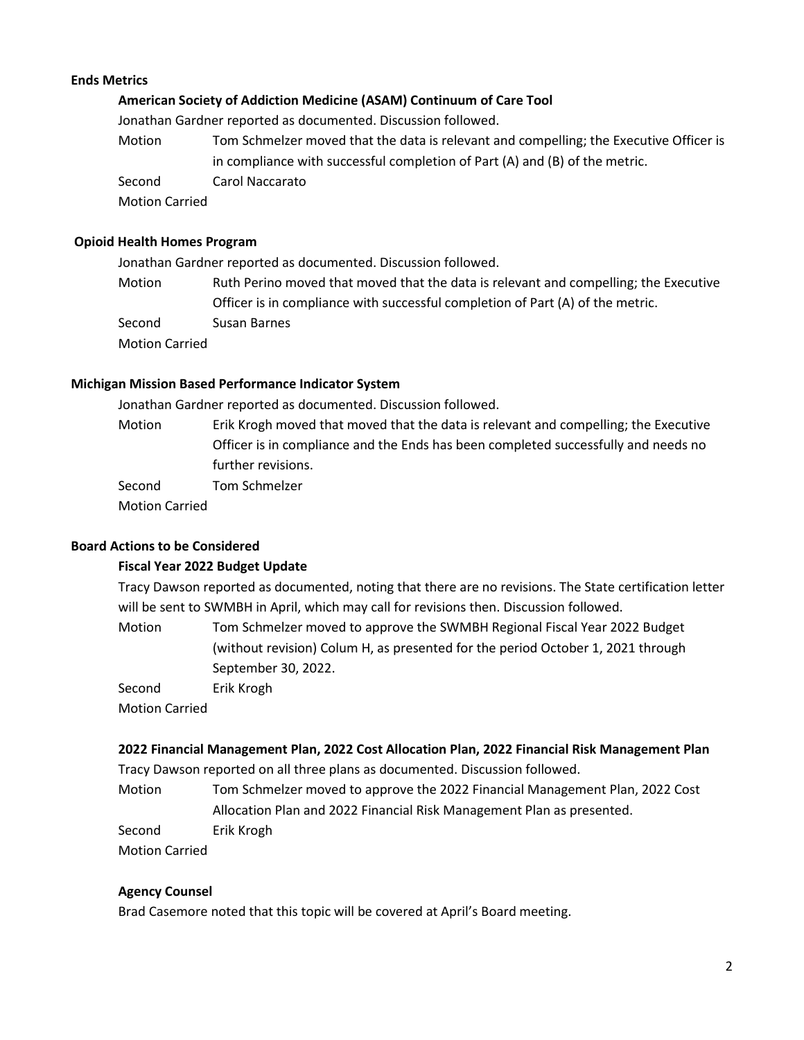## Ends Metrics

### American Society of Addiction Medicine (ASAM) Continuum of Care Tool

Jonathan Gardner reported as documented. Discussion followed.

Motion Tom Schmelzer moved that the data is relevant and compelling; the Executive Officer is in compliance with successful completion of Part (A) and (B) of the metric.

Second Carol Naccarato

Motion Carried

### Opioid Health Homes Program

Jonathan Gardner reported as documented. Discussion followed.

Motion Ruth Perino moved that moved that the data is relevant and compelling; the Executive Officer is in compliance with successful completion of Part (A) of the metric.

Second Susan Barnes

Motion Carried

### Michigan Mission Based Performance Indicator System

Jonathan Gardner reported as documented. Discussion followed.

Motion Erik Krogh moved that moved that the data is relevant and compelling; the Executive Officer is in compliance and the Ends has been completed successfully and needs no further revisions.

Second Tom Schmelzer

Motion Carried

## Board Actions to be Considered

### Fiscal Year 2022 Budget Update

Tracy Dawson reported as documented, noting that there are no revisions. The State certification letter will be sent to SWMBH in April, which may call for revisions then. Discussion followed.

Motion Tom Schmelzer moved to approve the SWMBH Regional Fiscal Year 2022 Budget (without revision) Colum H, as presented for the period October 1, 2021 through September 30, 2022.

Second Erik Krogh

Motion Carried

### 2022 Financial Management Plan, 2022 Cost Allocation Plan, 2022 Financial Risk Management Plan

Tracy Dawson reported on all three plans as documented. Discussion followed.

Motion Tom Schmelzer moved to approve the 2022 Financial Management Plan, 2022 Cost Allocation Plan and 2022 Financial Risk Management Plan as presented.

Second Erik Krogh

Motion Carried

### Agency Counsel

Brad Casemore noted that this topic will be covered at April's Board meeting.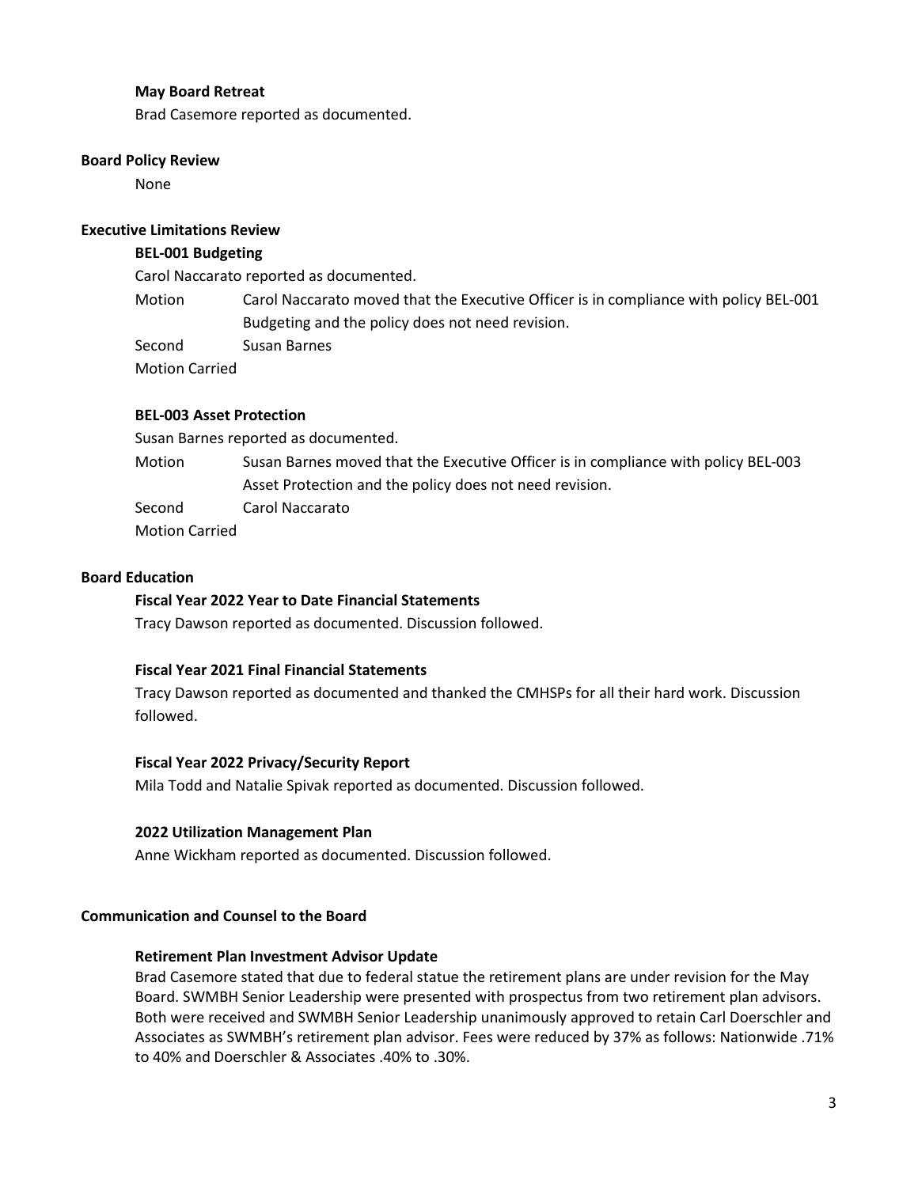**May Board Retreat**

Brad Casemore reported as documented.

**Board Policy Review**

None

**Executive Limitations Review**

**BEL-001 Budgeting**

Carol Naccarato reported as documented.

Motion: Carol Naccarato moved that the Executive Officer is in compliance with policy BEL-001 Budgeting and the policy does not need revision.

Second: Susan Barnes

Motion Carried

**BEL-003 Asset Protection**

Susan Barnes reported as documented.

Motion: Susan Barnes moved that the Executive Officer is in compliance with policy BEL-003 Asset Protection and the policy does not need revision.

Second: Carol Naccarato

Motion Carried

**Board Education**

**Fiscal Year 2022 Year to Date Financial Statements**

Tracy Dawson reported as documented. Discussion followed.

**Fiscal Year 2021 Final Financial Statements**

Tracy Dawson reported as documented and thanked the CMHSPs for all their hard work. Discussion followed.

**Fiscal Year 2022 Privacy/Security Report**

Mila Todd and Natalie Spivak reported as documented. Discussion followed.

**2022 Utilization Management Plan**

Anne Wickham reported as documented. Discussion followed.

**Communication and Counsel to the Board**

**Retirement Plan Investment Advisor Update**

Brad Casemore stated that due to federal statue the retirement plans are under revision for the May Board. SWMBH Senior Leadership were presented with prospectus from two retirement plan advisors. Both were received and SWMBH Senior Leadership unanimously approved to retain Carl Doerschler and Associates as SWMBH's retirement plan advisor. Fees were reduced by 37% as follows: Nationwide .71% to 40% and Doerschler & Associates .40% to .30%.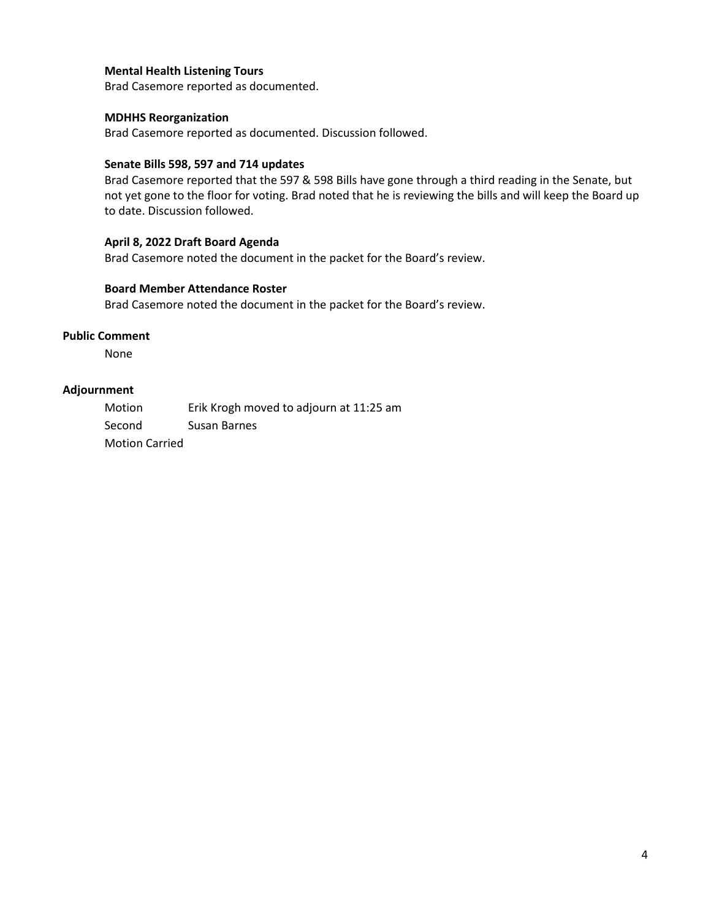**Mental Health Listening Tours**

Brad Casemore reported as documented.

**MDHHS Reorganization**

Brad Casemore reported as documented. Discussion followed.

**Senate Bills 598, 597 and 714 updates**

Brad Casemore reported that the 597 & 598 Bills have gone through a third reading in the Senate, but not yet gone to the floor for voting. Brad noted that he is reviewing the bills and will keep the Board up to date. Discussion followed.

**April 8, 2022 Draft Board Agenda**

Brad Casemore noted the document in the packet for the Board's review.

**Board Member Attendance Roster**

Brad Casemore noted the document in the packet for the Board's review.

**Public Comment**

None

**Adjournment**

| | |
|---|---|
| Motion | Erik Krogh moved to adjourn at 11:25 am |
| Second | Susan Barnes |
| Motion Carried | |